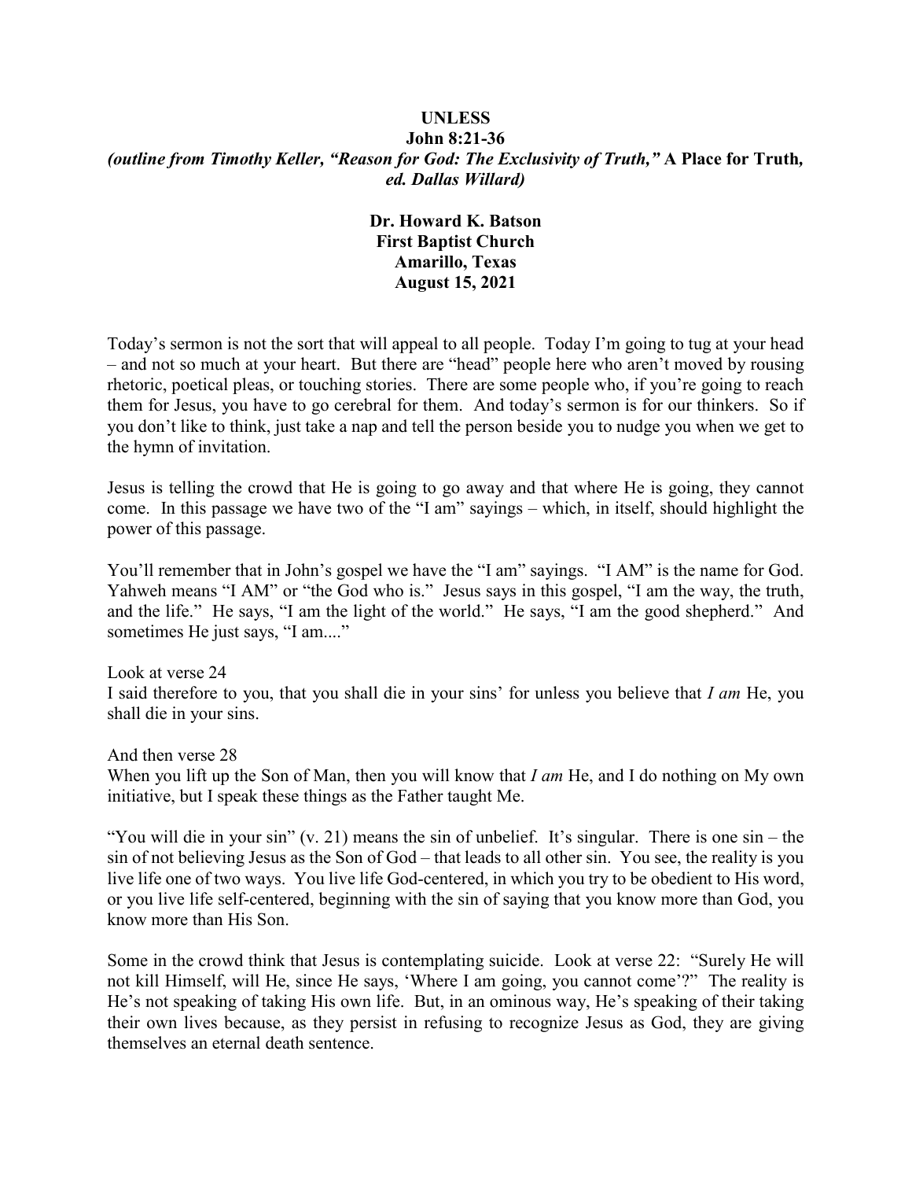**UNLESS**

**John 8:21-36**

***(outline from Timothy Keller, "Reason for God: The Exclusivity of Truth,"* A Place for Truth*, ed. Dallas Willard)***

**Dr. Howard K. Batson**
**First Baptist Church**
**Amarillo, Texas**
**August 15, 2021**

Today's sermon is not the sort that will appeal to all people. Today I'm going to tug at your head – and not so much at your heart. But there are "head" people here who aren't moved by rousing rhetoric, poetical pleas, or touching stories. There are some people who, if you're going to reach them for Jesus, you have to go cerebral for them. And today's sermon is for our thinkers. So if you don't like to think, just take a nap and tell the person beside you to nudge you when we get to the hymn of invitation.

Jesus is telling the crowd that He is going to go away and that where He is going, they cannot come. In this passage we have two of the "I am" sayings – which, in itself, should highlight the power of this passage.

You'll remember that in John's gospel we have the "I am" sayings. "I AM" is the name for God. Yahweh means "I AM" or "the God who is." Jesus says in this gospel, "I am the way, the truth, and the life." He says, "I am the light of the world." He says, "I am the good shepherd." And sometimes He just says, "I am...."

Look at verse 24
I said therefore to you, that you shall die in your sins' for unless you believe that *I am* He, you shall die in your sins.

And then verse 28
When you lift up the Son of Man, then you will know that *I am* He, and I do nothing on My own initiative, but I speak these things as the Father taught Me.

"You will die in your sin" (v. 21) means the sin of unbelief. It's singular. There is one sin – the sin of not believing Jesus as the Son of God – that leads to all other sin. You see, the reality is you live life one of two ways. You live life God-centered, in which you try to be obedient to His word, or you live life self-centered, beginning with the sin of saying that you know more than God, you know more than His Son.

Some in the crowd think that Jesus is contemplating suicide. Look at verse 22: "Surely He will not kill Himself, will He, since He says, 'Where I am going, you cannot come'?" The reality is He's not speaking of taking His own life. But, in an ominous way, He's speaking of their taking their own lives because, as they persist in refusing to recognize Jesus as God, they are giving themselves an eternal death sentence.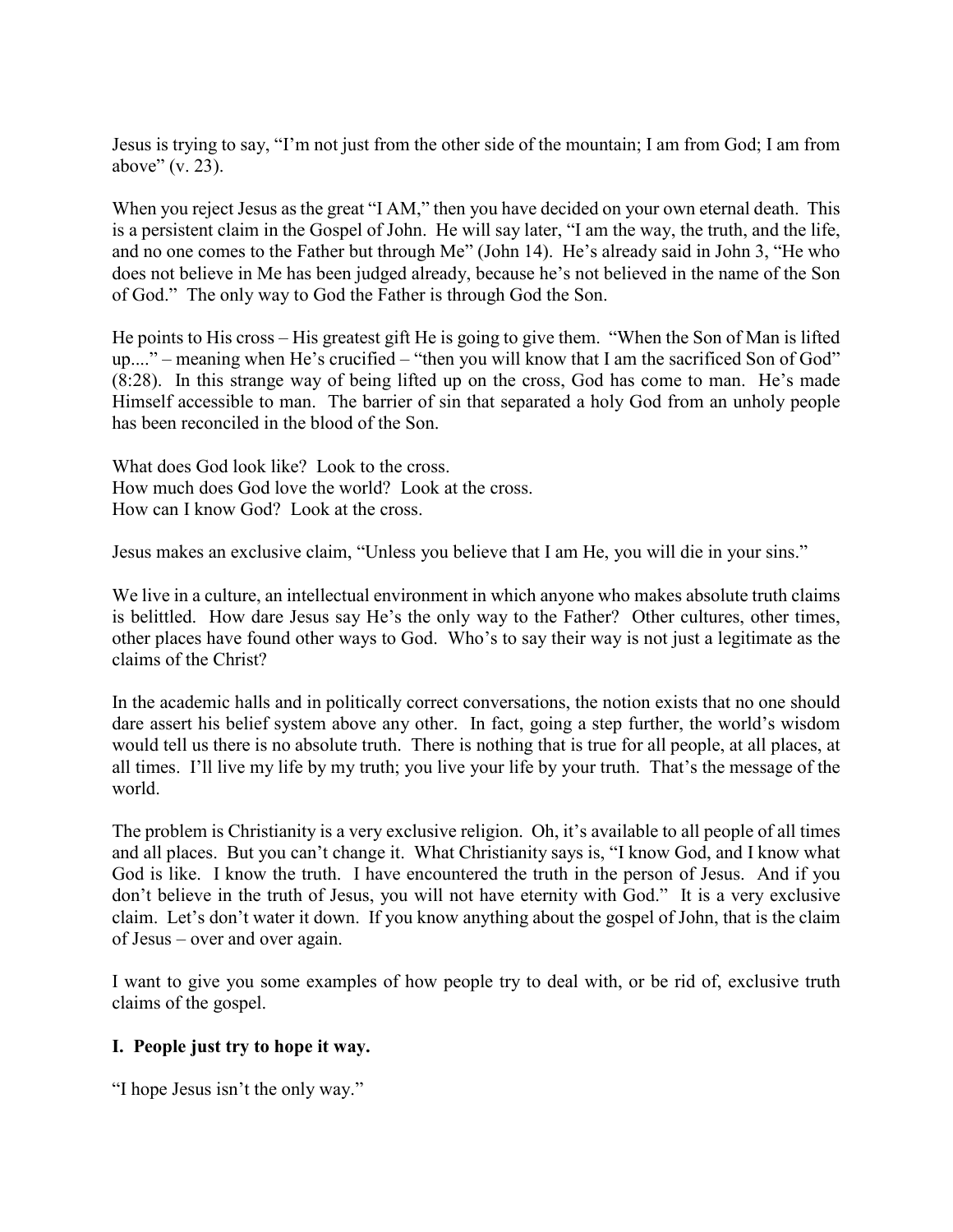Jesus is trying to say, "I'm not just from the other side of the mountain; I am from God; I am from above" (v. 23).

When you reject Jesus as the great "I AM," then you have decided on your own eternal death. This is a persistent claim in the Gospel of John. He will say later, "I am the way, the truth, and the life, and no one comes to the Father but through Me" (John 14). He's already said in John 3, "He who does not believe in Me has been judged already, because he's not believed in the name of the Son of God." The only way to God the Father is through God the Son.

He points to His cross – His greatest gift He is going to give them. "When the Son of Man is lifted up...." – meaning when He's crucified – "then you will know that I am the sacrificed Son of God" (8:28). In this strange way of being lifted up on the cross, God has come to man. He's made Himself accessible to man. The barrier of sin that separated a holy God from an unholy people has been reconciled in the blood of the Son.

What does God look like? Look to the cross.
How much does God love the world? Look at the cross.
How can I know God? Look at the cross.

Jesus makes an exclusive claim, "Unless you believe that I am He, you will die in your sins."

We live in a culture, an intellectual environment in which anyone who makes absolute truth claims is belittled. How dare Jesus say He's the only way to the Father? Other cultures, other times, other places have found other ways to God. Who's to say their way is not just a legitimate as the claims of the Christ?

In the academic halls and in politically correct conversations, the notion exists that no one should dare assert his belief system above any other. In fact, going a step further, the world's wisdom would tell us there is no absolute truth. There is nothing that is true for all people, at all places, at all times. I'll live my life by my truth; you live your life by your truth. That's the message of the world.

The problem is Christianity is a very exclusive religion. Oh, it's available to all people of all times and all places. But you can't change it. What Christianity says is, "I know God, and I know what God is like. I know the truth. I have encountered the truth in the person of Jesus. And if you don't believe in the truth of Jesus, you will not have eternity with God." It is a very exclusive claim. Let's don't water it down. If you know anything about the gospel of John, that is the claim of Jesus – over and over again.

I want to give you some examples of how people try to deal with, or be rid of, exclusive truth claims of the gospel.

**I. People just try to hope it way.**

"I hope Jesus isn't the only way."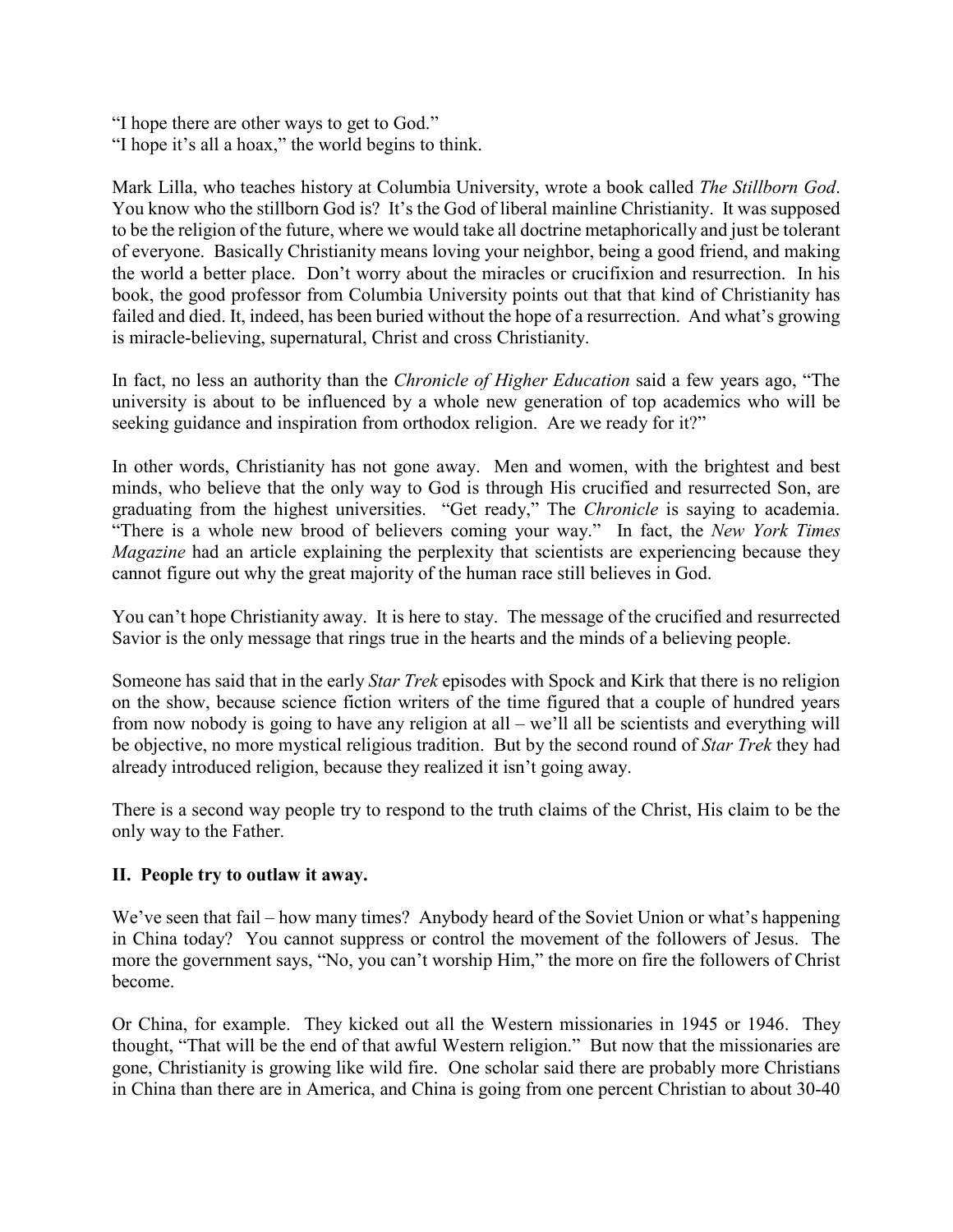"I hope there are other ways to get to God."
"I hope it's all a hoax," the world begins to think.

Mark Lilla, who teaches history at Columbia University, wrote a book called *The Stillborn God*. You know who the stillborn God is? It's the God of liberal mainline Christianity. It was supposed to be the religion of the future, where we would take all doctrine metaphorically and just be tolerant of everyone. Basically Christianity means loving your neighbor, being a good friend, and making the world a better place. Don't worry about the miracles or crucifixion and resurrection. In his book, the good professor from Columbia University points out that that kind of Christianity has failed and died. It, indeed, has been buried without the hope of a resurrection. And what's growing is miracle-believing, supernatural, Christ and cross Christianity.

In fact, no less an authority than the *Chronicle of Higher Education* said a few years ago, "The university is about to be influenced by a whole new generation of top academics who will be seeking guidance and inspiration from orthodox religion. Are we ready for it?"

In other words, Christianity has not gone away. Men and women, with the brightest and best minds, who believe that the only way to God is through His crucified and resurrected Son, are graduating from the highest universities. "Get ready," The *Chronicle* is saying to academia. "There is a whole new brood of believers coming your way." In fact, the *New York Times Magazine* had an article explaining the perplexity that scientists are experiencing because they cannot figure out why the great majority of the human race still believes in God.

You can't hope Christianity away. It is here to stay. The message of the crucified and resurrected Savior is the only message that rings true in the hearts and the minds of a believing people.

Someone has said that in the early *Star Trek* episodes with Spock and Kirk that there is no religion on the show, because science fiction writers of the time figured that a couple of hundred years from now nobody is going to have any religion at all – we'll all be scientists and everything will be objective, no more mystical religious tradition. But by the second round of *Star Trek* they had already introduced religion, because they realized it isn't going away.

There is a second way people try to respond to the truth claims of the Christ, His claim to be the only way to the Father.

**II. People try to outlaw it away.**

We've seen that fail – how many times? Anybody heard of the Soviet Union or what's happening in China today? You cannot suppress or control the movement of the followers of Jesus. The more the government says, "No, you can't worship Him," the more on fire the followers of Christ become.

Or China, for example. They kicked out all the Western missionaries in 1945 or 1946. They thought, "That will be the end of that awful Western religion." But now that the missionaries are gone, Christianity is growing like wild fire. One scholar said there are probably more Christians in China than there are in America, and China is going from one percent Christian to about 30-40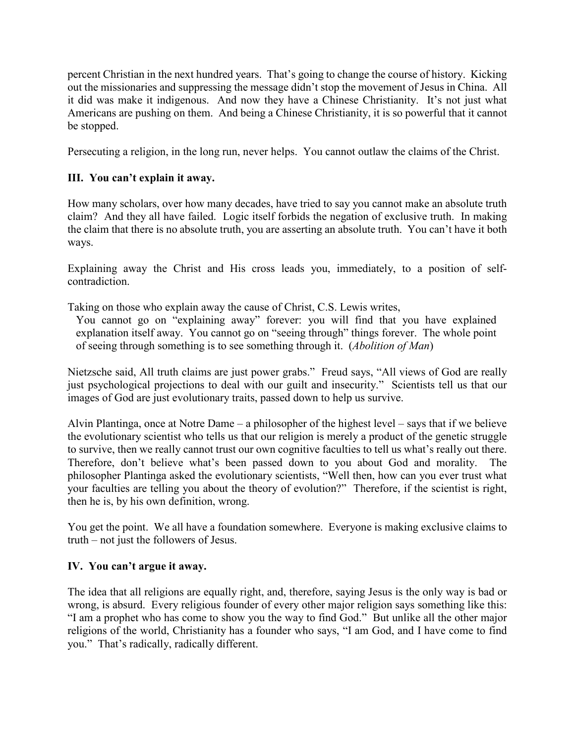percent Christian in the next hundred years. That's going to change the course of history. Kicking out the missionaries and suppressing the message didn't stop the movement of Jesus in China. All it did was make it indigenous. And now they have a Chinese Christianity. It's not just what Americans are pushing on them. And being a Chinese Christianity, it is so powerful that it cannot be stopped.

Persecuting a religion, in the long run, never helps. You cannot outlaw the claims of the Christ.

## III. You can't explain it away.

How many scholars, over how many decades, have tried to say you cannot make an absolute truth claim? And they all have failed. Logic itself forbids the negation of exclusive truth. In making the claim that there is no absolute truth, you are asserting an absolute truth. You can't have it both ways.

Explaining away the Christ and His cross leads you, immediately, to a position of self-contradiction.

Taking on those who explain away the cause of Christ, C.S. Lewis writes,

> You cannot go on "explaining away" forever: you will find that you have explained explanation itself away. You cannot go on "seeing through" things forever. The whole point of seeing through something is to see something through it. (*Abolition of Man*)

Nietzsche said, All truth claims are just power grabs." Freud says, "All views of God are really just psychological projections to deal with our guilt and insecurity." Scientists tell us that our images of God are just evolutionary traits, passed down to help us survive.

Alvin Plantinga, once at Notre Dame – a philosopher of the highest level – says that if we believe the evolutionary scientist who tells us that our religion is merely a product of the genetic struggle to survive, then we really cannot trust our own cognitive faculties to tell us what's really out there. Therefore, don't believe what's been passed down to you about God and morality. The philosopher Plantinga asked the evolutionary scientists, "Well then, how can you ever trust what your faculties are telling you about the theory of evolution?" Therefore, if the scientist is right, then he is, by his own definition, wrong.

You get the point. We all have a foundation somewhere. Everyone is making exclusive claims to truth – not just the followers of Jesus.

## IV. You can't argue it away.

The idea that all religions are equally right, and, therefore, saying Jesus is the only way is bad or wrong, is absurd. Every religious founder of every other major religion says something like this: "I am a prophet who has come to show you the way to find God." But unlike all the other major religions of the world, Christianity has a founder who says, "I am God, and I have come to find you." That's radically, radically different.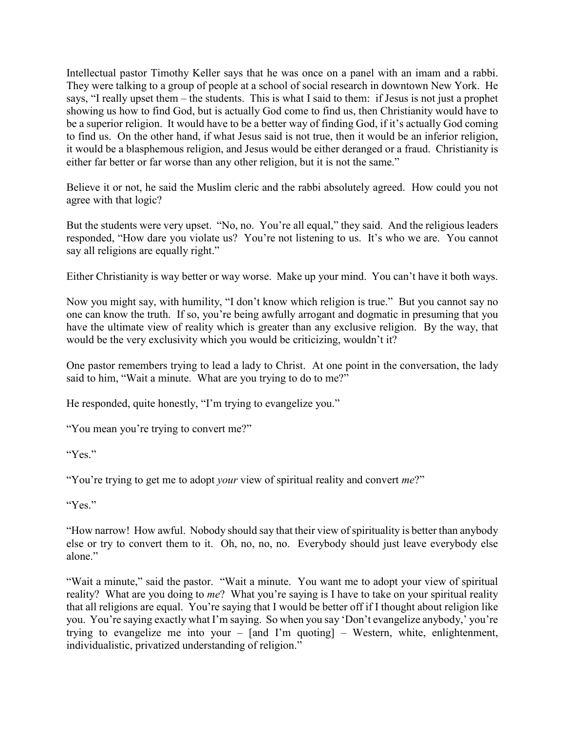Intellectual pastor Timothy Keller says that he was once on a panel with an imam and a rabbi. They were talking to a group of people at a school of social research in downtown New York. He says, "I really upset them – the students. This is what I said to them: if Jesus is not just a prophet showing us how to find God, but is actually God come to find us, then Christianity would have to be a superior religion. It would have to be a better way of finding God, if it's actually God coming to find us. On the other hand, if what Jesus said is not true, then it would be an inferior religion, it would be a blasphemous religion, and Jesus would be either deranged or a fraud. Christianity is either far better or far worse than any other religion, but it is not the same."

Believe it or not, he said the Muslim cleric and the rabbi absolutely agreed. How could you not agree with that logic?

But the students were very upset. "No, no. You're all equal," they said. And the religious leaders responded, "How dare you violate us? You're not listening to us. It's who we are. You cannot say all religions are equally right."

Either Christianity is way better or way worse. Make up your mind. You can't have it both ways.

Now you might say, with humility, "I don't know which religion is true." But you cannot say no one can know the truth. If so, you're being awfully arrogant and dogmatic in presuming that you have the ultimate view of reality which is greater than any exclusive religion. By the way, that would be the very exclusivity which you would be criticizing, wouldn't it?

One pastor remembers trying to lead a lady to Christ. At one point in the conversation, the lady said to him, "Wait a minute. What are you trying to do to me?"

He responded, quite honestly, "I'm trying to evangelize you."

"You mean you're trying to convert me?"

"Yes."

"You're trying to get me to adopt *your* view of spiritual reality and convert *me*?"

"Yes."

"How narrow! How awful. Nobody should say that their view of spirituality is better than anybody else or try to convert them to it. Oh, no, no, no. Everybody should just leave everybody else alone."

"Wait a minute," said the pastor. "Wait a minute. You want me to adopt your view of spiritual reality? What are you doing to *me*? What you're saying is I have to take on your spiritual reality that all religions are equal. You're saying that I would be better off if I thought about religion like you. You're saying exactly what I'm saying. So when you say 'Don't evangelize anybody,' you're trying to evangelize me into your – [and I'm quoting] – Western, white, enlightenment, individualistic, privatized understanding of religion."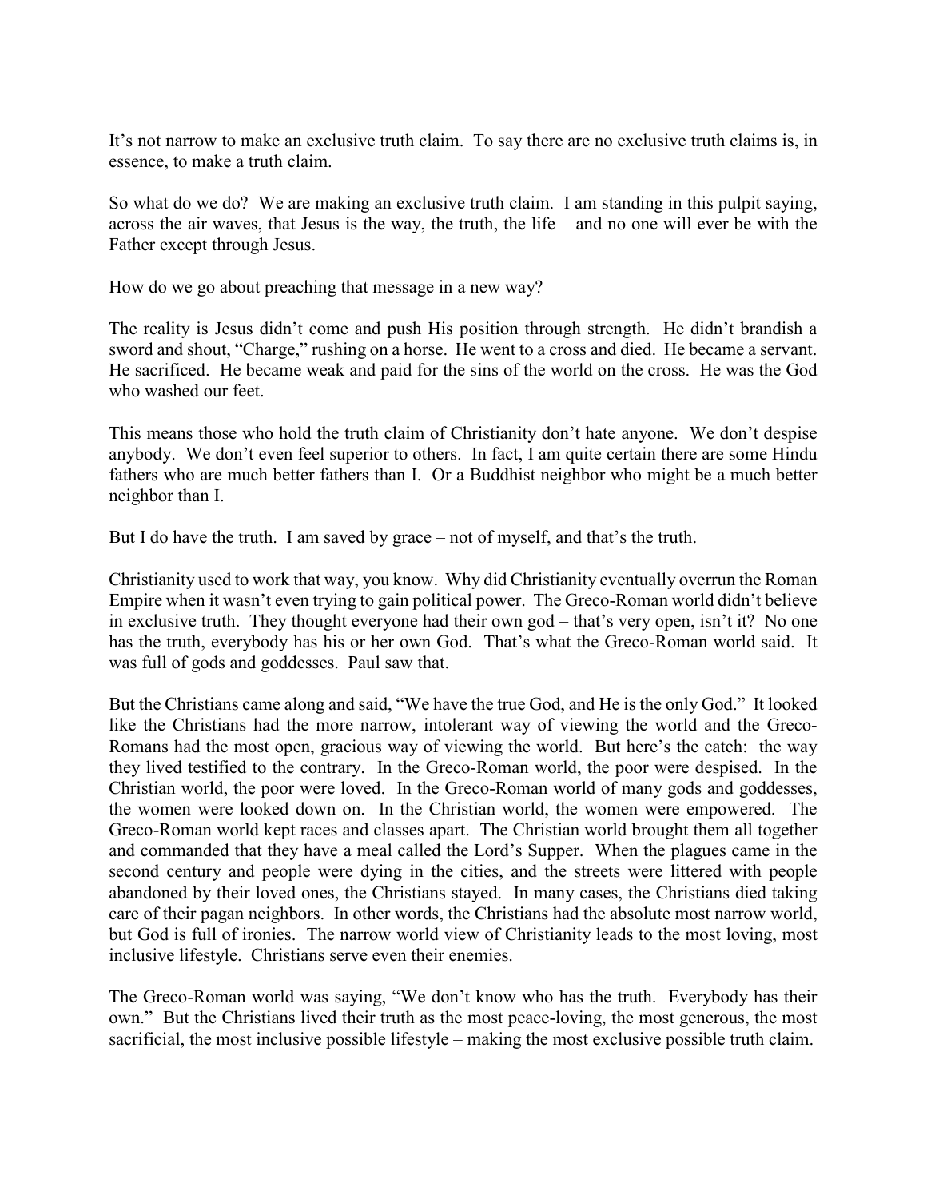It's not narrow to make an exclusive truth claim. To say there are no exclusive truth claims is, in essence, to make a truth claim.

So what do we do? We are making an exclusive truth claim. I am standing in this pulpit saying, across the air waves, that Jesus is the way, the truth, the life – and no one will ever be with the Father except through Jesus.

How do we go about preaching that message in a new way?

The reality is Jesus didn't come and push His position through strength. He didn't brandish a sword and shout, "Charge," rushing on a horse. He went to a cross and died. He became a servant. He sacrificed. He became weak and paid for the sins of the world on the cross. He was the God who washed our feet.

This means those who hold the truth claim of Christianity don't hate anyone. We don't despise anybody. We don't even feel superior to others. In fact, I am quite certain there are some Hindu fathers who are much better fathers than I. Or a Buddhist neighbor who might be a much better neighbor than I.

But I do have the truth. I am saved by grace – not of myself, and that's the truth.

Christianity used to work that way, you know. Why did Christianity eventually overrun the Roman Empire when it wasn't even trying to gain political power. The Greco-Roman world didn't believe in exclusive truth. They thought everyone had their own god – that's very open, isn't it? No one has the truth, everybody has his or her own God. That's what the Greco-Roman world said. It was full of gods and goddesses. Paul saw that.

But the Christians came along and said, "We have the true God, and He is the only God." It looked like the Christians had the more narrow, intolerant way of viewing the world and the Greco-Romans had the most open, gracious way of viewing the world. But here's the catch: the way they lived testified to the contrary. In the Greco-Roman world, the poor were despised. In the Christian world, the poor were loved. In the Greco-Roman world of many gods and goddesses, the women were looked down on. In the Christian world, the women were empowered. The Greco-Roman world kept races and classes apart. The Christian world brought them all together and commanded that they have a meal called the Lord's Supper. When the plagues came in the second century and people were dying in the cities, and the streets were littered with people abandoned by their loved ones, the Christians stayed. In many cases, the Christians died taking care of their pagan neighbors. In other words, the Christians had the absolute most narrow world, but God is full of ironies. The narrow world view of Christianity leads to the most loving, most inclusive lifestyle. Christians serve even their enemies.

The Greco-Roman world was saying, "We don't know who has the truth. Everybody has their own." But the Christians lived their truth as the most peace-loving, the most generous, the most sacrificial, the most inclusive possible lifestyle – making the most exclusive possible truth claim.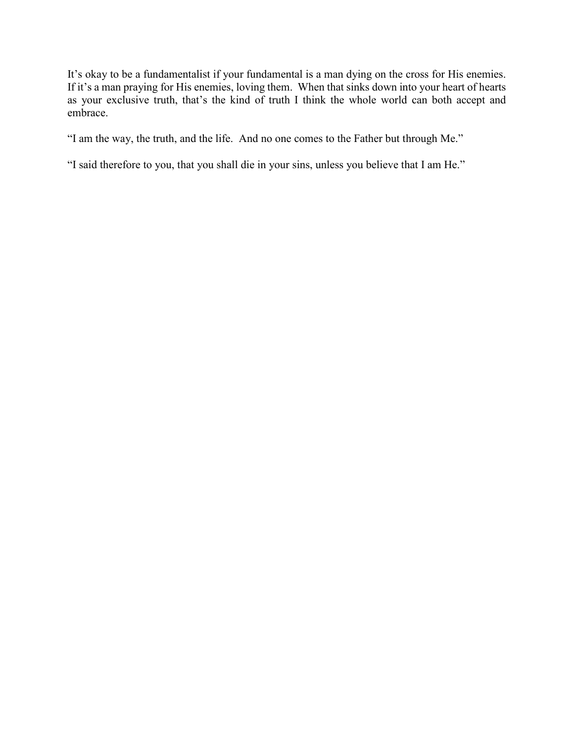It’s okay to be a fundamentalist if your fundamental is a man dying on the cross for His enemies. If it’s a man praying for His enemies, loving them. When that sinks down into your heart of hearts as your exclusive truth, that’s the kind of truth I think the whole world can both accept and embrace.

“I am the way, the truth, and the life. And no one comes to the Father but through Me.”

“I said therefore to you, that you shall die in your sins, unless you believe that I am He.”